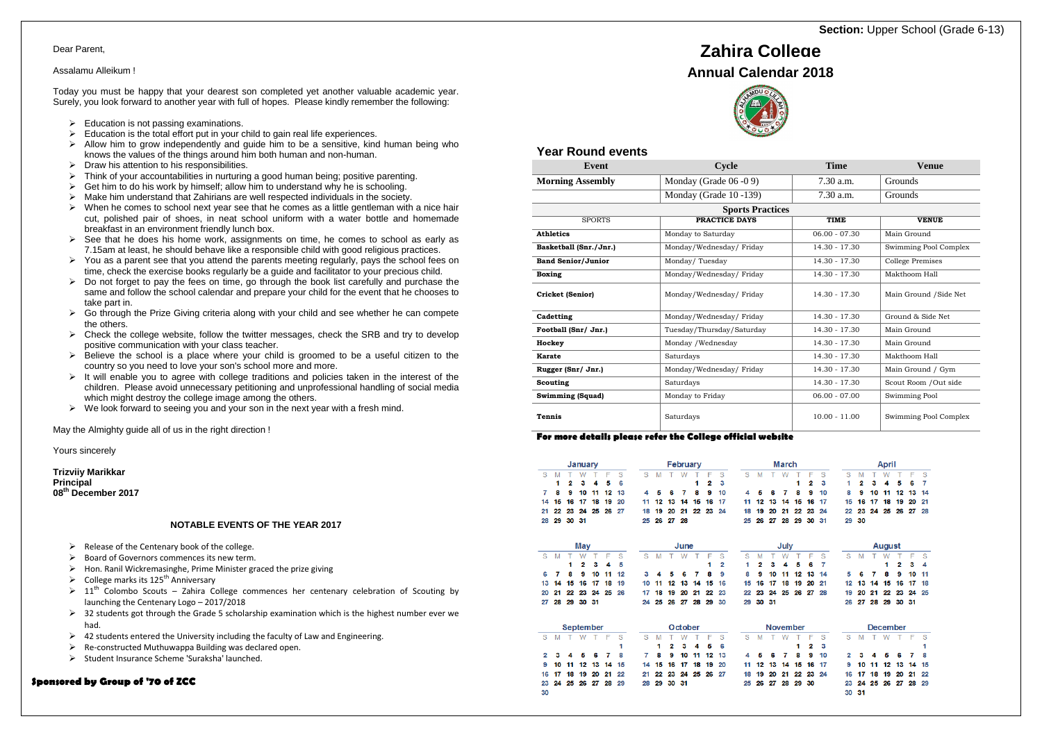Dear Parent,

Assalamu Alleikum !

Today you must be happy that your dearest son completed yet another valuable academic year. Surely, you look forward to another year with full of hopes. Please kindly remember the following:

- Education is not passing examinations.
- Education is the total effort put in your child to gain real life experiences.
- Allow him to grow independently and guide him to be a sensitive, kind human being who knows the values of the things around him both human and non-human.
- Draw his attention to his responsibilities.
- Think of your accountabilities in nurturing a good human being; positive parenting.
- Get him to do his work by himself; allow him to understand why he is schooling.
- Make him understand that Zahirians are well respected individuals in the society.
- When he comes to school next year see that he comes as a little gentleman with a nice hair cut, polished pair of shoes, in neat school uniform with a water bottle and homemade breakfast in an environment friendly lunch box.
- See that he does his home work, assignments on time, he comes to school as early as 7.15am at least, he should behave like a responsible child with good religious practices.
- You as a parent see that you attend the parents meeting regularly, pays the school fees on time, check the exercise books regularly be a guide and facilitator to your precious child.
- Do not forget to pay the fees on time, go through the book list carefully and purchase the same and follow the school calendar and prepare your child for the event that he chooses to take part in.
- Go through the Prize Giving criteria along with your child and see whether he can compete the others.
- Check the college website, follow the twitter messages, check the SRB and try to develop positive communication with your class teacher.
- Believe the school is a place where your child is groomed to be a useful citizen to the country so you need to love your son's school more and more.
- It will enable you to agree with college traditions and policies taken in the interest of the children. Please avoid unnecessary petitioning and unprofessional handling of social media which might destroy the college image among the others.
- We look forward to seeing you and your son in the next year with a fresh mind.

May the Almighty guide all of us in the right direction !

Yours sincerely

**Trizviiy Marikkar**
**Principal**
**08th December 2017**

### NOTABLE EVENTS OF THE YEAR 2017

- Release of the Centenary book of the college.
- Board of Governors commences its new term.
- Hon. Ranil Wickremasinghe, Prime Minister graced the prize giving
- College marks its 125th Anniversary
- 11th Colombo Scouts – Zahira College commences her centenary celebration of Scouting by launching the Centenary Logo – 2017/2018
- 32 students got through the Grade 5 scholarship examination which is the highest number ever we had.
- 42 students entered the University including the faculty of Law and Engineering.
- Re-constructed Muthuwappa Building was declared open.
- Student Insurance Scheme 'Suraksha' launched.

**Sponsored by Group of '70 of ZCC**

**Section:** Upper School (Grade 6-13)

# Zahira College

## Annual Calendar 2018

### Year Round events

| Event | Cycle | Time | Venue |
|---|---|---|---|
| **Morning Assembly** | Monday (Grade 06 -0 9) | 7.30 a.m. | Grounds |
| | Monday (Grade 10 -139) | 7.30 a.m. | Grounds |
| **Sports Practices** | | | |
| SPORTS | **PRACTICE DAYS** | **TIME** | **VENUE** |
| **Athletics** | Monday to Saturday | 06.00 - 07.30 | Main Ground |
| **Basketball (Snr./Jnr.)** | Monday/Wednesday/ Friday | 14.30 - 17.30 | Swimming Pool Complex |
| **Band Senior/Junior** | Monday/ Tuesday | 14.30 - 17.30 | College Premises |
| **Boxing** | Monday/Wednesday/ Friday | 14.30 - 17.30 | Makthoom Hall |
| **Cricket (Senior)** | Monday/Wednesday/ Friday | 14.30 - 17.30 | Main Ground /Side Net |
| **Cadetting** | Monday/Wednesday/ Friday | 14.30 - 17.30 | Ground & Side Net |
| **Football (Snr/ Jnr.)** | Tuesday/Thursday/Saturday | 14.30 - 17.30 | Main Ground |
| **Hockey** | Monday /Wednesday | 14.30 - 17.30 | Main Ground |
| **Karate** | Saturdays | 14.30 - 17.30 | Makthoom Hall |
| **Rugger (Snr/ Jnr.)** | Monday/Wednesday/ Friday | 14.30 - 17.30 | Main Ground / Gym |
| **Scouting** | Saturdays | 14.30 - 17.30 | Scout Room /Out side |
| **Swimming (Squad)** | Monday to Friday | 06.00 - 07.00 | Swimming Pool |
| **Tennis** | Saturdays | 10.00 - 11.00 | Swimming Pool Complex |

**For more details please refer the College official website**

**January**

| S | M | T | W | T | F | S |
|---|---|---|---|---|---|---|
| | 1 | 2 | 3 | 4 | 5 | 6 |
| 7 | 8 | 9 | 10 | 11 | 12 | 13 |
| 14 | 15 | 16 | 17 | 18 | 19 | 20 |
| 21 | 22 | 23 | 24 | 25 | 26 | 27 |
| 28 | 29 | 30 | 31 | | | |

**February**

| S | M | T | W | T | F | S |
|---|---|---|---|---|---|---|
| | | | | 1 | 2 | 3 |
| 4 | 5 | 6 | 7 | 8 | 9 | 10 |
| 11 | 12 | 13 | 14 | 15 | 16 | 17 |
| 18 | 19 | 20 | 21 | 22 | 23 | 24 |
| 25 | 26 | 27 | 28 | | | |

**March**

| S | M | T | W | T | F | S |
|---|---|---|---|---|---|---|
| | | | | 1 | 2 | 3 |
| 4 | 5 | 6 | 7 | 8 | 9 | 10 |
| 11 | 12 | 13 | 14 | 15 | 16 | 17 |
| 18 | 19 | 20 | 21 | 22 | 23 | 24 |
| 25 | 26 | 27 | 28 | 29 | 30 | 31 |

**April**

| S | M | T | W | T | F | S |
|---|---|---|---|---|---|---|
| 1 | 2 | 3 | 4 | 5 | 6 | 7 |
| 8 | 9 | 10 | 11 | 12 | 13 | 14 |
| 15 | 16 | 17 | 18 | 19 | 20 | 21 |
| 22 | 23 | 24 | 25 | 26 | 27 | 28 |
| 29 | 30 | | | | | |

**May**

| S | M | T | W | T | F | S |
|---|---|---|---|---|---|---|
| | | 1 | 2 | 3 | 4 | 5 |
| 6 | 7 | 8 | 9 | 10 | 11 | 12 |
| 13 | 14 | 15 | 16 | 17 | 18 | 19 |
| 20 | 21 | 22 | 23 | 24 | 25 | 26 |
| 27 | 28 | 29 | 30 | 31 | | |

**June**

| S | M | T | W | T | F | S |
|---|---|---|---|---|---|---|
| | | | | | 1 | 2 |
| 3 | 4 | 5 | 6 | 7 | 8 | 9 |
| 10 | 11 | 12 | 13 | 14 | 15 | 16 |
| 17 | 18 | 19 | 20 | 21 | 22 | 23 |
| 24 | 25 | 26 | 27 | 28 | 29 | 30 |

**July**

| S | M | T | W | T | F | S |
|---|---|---|---|---|---|---|
| 1 | 2 | 3 | 4 | 5 | 6 | 7 |
| 8 | 9 | 10 | 11 | 12 | 13 | 14 |
| 15 | 16 | 17 | 18 | 19 | 20 | 21 |
| 22 | 23 | 24 | 25 | 26 | 27 | 28 |
| 29 | 30 | 31 | | | | |

**August**

| S | M | T | W | T | F | S |
|---|---|---|---|---|---|---|
| | | | 1 | 2 | 3 | 4 |
| 5 | 6 | 7 | 8 | 9 | 10 | 11 |
| 12 | 13 | 14 | 15 | 16 | 17 | 18 |
| 19 | 20 | 21 | 22 | 23 | 24 | 25 |
| 26 | 27 | 28 | 29 | 30 | 31 | |

**September**

| S | M | T | W | T | F | S |
|---|---|---|---|---|---|---|
| | | | | | | 1 |
| 2 | 3 | 4 | 5 | 6 | 7 | 8 |
| 9 | 10 | 11 | 12 | 13 | 14 | 15 |
| 16 | 17 | 18 | 19 | 20 | 21 | 22 |
| 23 | 24 | 25 | 26 | 27 | 28 | 29 |
| 30 | | | | | | |

**October**

| S | M | T | W | T | F | S |
|---|---|---|---|---|---|---|
| | 1 | 2 | 3 | 4 | 5 | 6 |
| 7 | 8 | 9 | 10 | 11 | 12 | 13 |
| 14 | 15 | 16 | 17 | 18 | 19 | 20 |
| 21 | 22 | 23 | 24 | 25 | 26 | 27 |
| 28 | 29 | 30 | 31 | | | |

**November**

| S | M | T | W | T | F | S |
|---|---|---|---|---|---|---|
| | | | | 1 | 2 | 3 |
| 4 | 5 | 6 | 7 | 8 | 9 | 10 |
| 11 | 12 | 13 | 14 | 15 | 16 | 17 |
| 18 | 19 | 20 | 21 | 22 | 23 | 24 |
| 25 | 26 | 27 | 28 | 29 | 30 | |

**December**

| S | M | T | W | T | F | S |
|---|---|---|---|---|---|---|
| | | | | | | 1 |
| 2 | 3 | 4 | 5 | 6 | 7 | 8 |
| 9 | 10 | 11 | 12 | 13 | 14 | 15 |
| 16 | 17 | 18 | 19 | 20 | 21 | 22 |
| 23 | 24 | 25 | 26 | 27 | 28 | 29 |
| 30 | 31 | | | | | |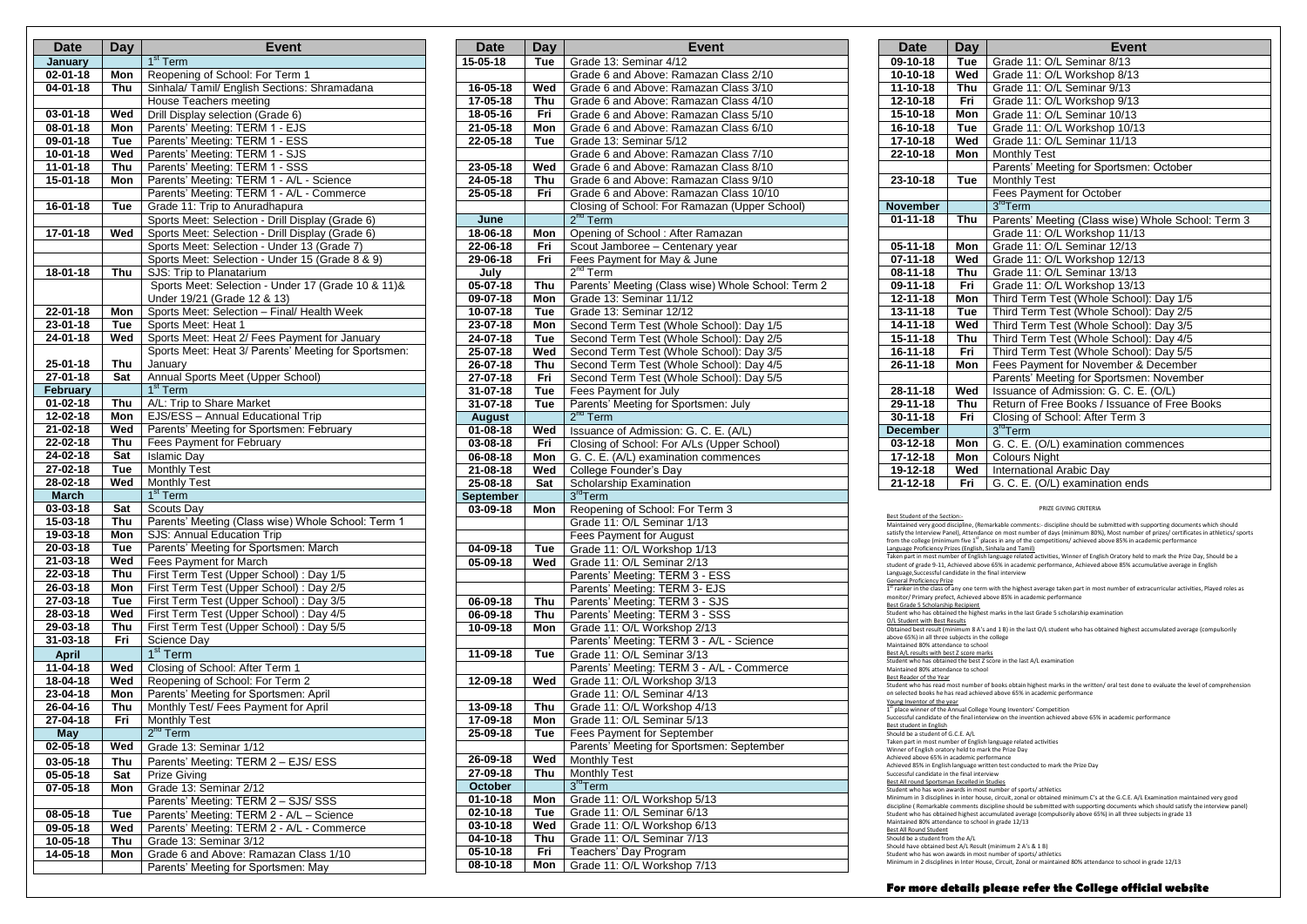| Date | Day | Event |
|---|---|---|
| **January** | | 1st Term |
| 02-01-18 | Mon | Reopening of School: For Term 1 |
| 04-01-18 | Thu | Sinhala/ Tamil/ English Sections: Shramadana |
| | | House Teachers meeting |
| 03-01-18 | Wed | Drill Display selection (Grade 6) |
| 08-01-18 | Mon | Parents' Meeting: TERM 1 - EJS |
| 09-01-18 | Tue | Parents' Meeting: TERM 1 - ESS |
| 10-01-18 | Wed | Parents' Meeting: TERM 1 - SJS |
| 11-01-18 | Thu | Parents' Meeting: TERM 1 - SSS |
| 15-01-18 | Mon | Parents' Meeting: TERM 1 - A/L - Science |
| | | Parents' Meeting: TERM 1 - A/L - Commerce |
| 16-01-18 | Tue | Grade 11: Trip to Anuradhapura |
| | | Sports Meet: Selection - Drill Display (Grade 6) |
| 17-01-18 | Wed | Sports Meet: Selection - Drill Display (Grade 6) |
| | | Sports Meet: Selection - Under 13 (Grade 7) |
| | | Sports Meet: Selection - Under 15 (Grade 8 & 9) |
| 18-01-18 | Thu | SJS: Trip to Planatarium |
| | | Sports Meet: Selection - Under 17 (Grade 10 & 11)& Under 19/21 (Grade 12 & 13) |
| 22-01-18 | Mon | Sports Meet: Selection – Final/ Health Week |
| 23-01-18 | Tue | Sports Meet: Heat 1 |
| 24-01-18 | Wed | Sports Meet: Heat 2/ Fees Payment for January |
| 25-01-18 | Thu | Sports Meet: Heat 3/ Parents' Meeting for Sportsmen: January |
| 27-01-18 | Sat | Annual Sports Meet (Upper School) |
| **February** | | 1st Term |
| 01-02-18 | Thu | A/L: Trip to Share Market |
| 12-02-18 | Mon | EJS/ESS – Annual Educational Trip |
| 21-02-18 | Wed | Parents' Meeting for Sportsmen: February |
| 22-02-18 | Thu | Fees Payment for February |
| 24-02-18 | Sat | Islamic Day |
| 27-02-18 | Tue | Monthly Test |
| 28-02-18 | Wed | Monthly Test |
| **March** | | 1st Term |
| 03-03-18 | Sat | Scouts Day |
| 15-03-18 | Thu | Parents' Meeting (Class wise) Whole School: Term 1 |
| 19-03-18 | Mon | SJS: Annual Education Trip |
| 20-03-18 | Tue | Parents' Meeting for Sportsmen: March |
| 21-03-18 | Wed | Fees Payment for March |
| 22-03-18 | Thu | First Term Test (Upper School) : Day 1/5 |
| 26-03-18 | Mon | First Term Test (Upper School) : Day 2/5 |
| 27-03-18 | Tue | First Term Test (Upper School) : Day 3/5 |
| 28-03-18 | Wed | First Term Test (Upper School) : Day 4/5 |
| 29-03-18 | Thu | First Term Test (Upper School) : Day 5/5 |
| 31-03-18 | Fri | Science Day |
| **April** | | 1st Term |
| 11-04-18 | Wed | Closing of School: After Term 1 |
| 18-04-18 | Wed | Reopening of School: For Term 2 |
| 23-04-18 | Mon | Parents' Meeting for Sportsmen: April |
| 26-04-16 | Thu | Monthly Test/ Fees Payment for April |
| 27-04-18 | Fri | Monthly Test |
| **May** | | 2nd Term |
| 02-05-18 | Wed | Grade 13: Seminar 1/12 |
| 03-05-18 | Thu | Parents' Meeting: TERM 2 – EJS/ ESS |
| 05-05-18 | Sat | Prize Giving |
| 07-05-18 | Mon | Grade 13: Seminar 2/12 |
| | | Parents' Meeting: TERM 2 – SJS/ SSS |
| 08-05-18 | Tue | Parents' Meeting: TERM 2 - A/L – Science |
| 09-05-18 | Wed | Parents' Meeting: TERM 2 - A/L - Commerce |
| 10-05-18 | Thu | Grade 13: Seminar 3/12 |
| 14-05-18 | Mon | Grade 6 and Above: Ramazan Class 1/10 |
| | | Parents' Meeting for Sportsmen: May |
| 15-05-18 | Tue | Grade 13: Seminar 4/12 |
| | | Grade 6 and Above: Ramazan Class 2/10 |
| 16-05-18 | Wed | Grade 6 and Above: Ramazan Class 3/10 |
| 17-05-18 | Thu | Grade 6 and Above: Ramazan Class 4/10 |
| 18-05-16 | Fri | Grade 6 and Above: Ramazan Class 5/10 |
| 21-05-18 | Mon | Grade 6 and Above: Ramazan Class 6/10 |
| 22-05-18 | Tue | Grade 13: Seminar 5/12 |
| | | Grade 6 and Above: Ramazan Class 7/10 |
| 23-05-18 | Wed | Grade 6 and Above: Ramazan Class 8/10 |
| 24-05-18 | Thu | Grade 6 and Above: Ramazan Class 9/10 |
| 25-05-18 | Fri | Grade 6 and Above: Ramazan Class 10/10 |
| | | Closing of School: For Ramazan (Upper School) |
| **June** | | 2nd Term |
| 18-06-18 | Mon | Opening of School : After Ramazan |
| 22-06-18 | Fri | Scout Jamboree – Centenary year |
| 29-06-18 | Fri | Fees Payment for May & June |
| **July** | | 2nd Term |
| 05-07-18 | Thu | Parents' Meeting (Class wise) Whole School: Term 2 |
| 09-07-18 | Mon | Grade 13: Seminar 11/12 |
| 10-07-18 | Tue | Grade 13: Seminar 12/12 |
| 23-07-18 | Mon | Second Term Test (Whole School): Day 1/5 |
| 24-07-18 | Tue | Second Term Test (Whole School): Day 2/5 |
| 25-07-18 | Wed | Second Term Test (Whole School): Day 3/5 |
| 26-07-18 | Thu | Second Term Test (Whole School): Day 4/5 |
| 27-07-18 | Fri | Second Term Test (Whole School): Day 5/5 |
| 31-07-18 | Tue | Fees Payment for July |
| 31-07-18 | Tue | Parents' Meeting for Sportsmen: July |
| **August** | | 2nd Term |
| 01-08-18 | Wed | Issuance of Admission: G. C. E. (A/L) |
| 03-08-18 | Fri | Closing of School: For A/Ls (Upper School) |
| 06-08-18 | Mon | G. C. E. (A/L) examination commences |
| 21-08-18 | Wed | College Founder's Day |
| 25-08-18 | Sat | Scholarship Examination |
| **September** | | 3rd Term |
| 03-09-18 | Mon | Reopening of School: For Term 3 |
| | | Grade 11: O/L Seminar 1/13 |
| | | Fees Payment for August |
| 04-09-18 | Tue | Grade 11: O/L Workshop 1/13 |
| 05-09-18 | Wed | Grade 11: O/L Seminar 2/13 |
| | | Parents' Meeting: TERM 3 - ESS |
| | | Parents' Meeting: TERM 3- EJS |
| 06-09-18 | Thu | Parents' Meeting: TERM 3 - SJS |
| 06-09-18 | Thu | Parents' Meeting: TERM 3 - SSS |
| 10-09-18 | Mon | Grade 11: O/L Workshop 2/13 |
| | | Parents' Meeting: TERM 3 - A/L - Science |
| 11-09-18 | Tue | Grade 11: O/L Seminar 3/13 |
| | | Parents' Meeting: TERM 3 - A/L - Commerce |
| 12-09-18 | Wed | Grade 11: O/L Workshop 3/13 |
| | | Grade 11: O/L Seminar 4/13 |
| 13-09-18 | Thu | Grade 11: O/L Workshop 4/13 |
| 17-09-18 | Mon | Grade 11: O/L Seminar 5/13 |
| 25-09-18 | Tue | Fees Payment for September |
| | | Parents' Meeting for Sportsmen: September |
| 26-09-18 | Wed | Monthly Test |
| 27-09-18 | Thu | Monthly Test |
| **October** | | 3rd Term |
| 01-10-18 | Mon | Grade 11: O/L Workshop 5/13 |
| 02-10-18 | Tue | Grade 11: O/L Seminar 6/13 |
| 03-10-18 | Wed | Grade 11: O/L Workshop 6/13 |
| 04-10-18 | Thu | Grade 11: O/L Seminar 7/13 |
| 05-10-18 | Fri | Teachers' Day Program |
| 08-10-18 | Mon | Grade 11: O/L Workshop 7/13 |
| 09-10-18 | Tue | Grade 11: O/L Seminar 8/13 |
| 10-10-18 | Wed | Grade 11: O/L Workshop 8/13 |
| 11-10-18 | Thu | Grade 11: O/L Seminar 9/13 |
| 12-10-18 | Fri | Grade 11: O/L Workshop 9/13 |
| 15-10-18 | Mon | Grade 11: O/L Seminar 10/13 |
| 16-10-18 | Tue | Grade 11: O/L Workshop 10/13 |
| 17-10-18 | Wed | Grade 11: O/L Seminar 11/13 |
| 22-10-18 | Mon | Monthly Test |
| | | Parents' Meeting for Sportsmen: October |
| 23-10-18 | Tue | Monthly Test |
| | | Fees Payment for October |
| **November** | | 3rd Term |
| 01-11-18 | Thu | Parents' Meeting (Class wise) Whole School: Term 3 |
| | | Grade 11: O/L Workshop 11/13 |
| 05-11-18 | Mon | Grade 11: O/L Seminar 12/13 |
| 07-11-18 | Wed | Grade 11: O/L Workshop 12/13 |
| 08-11-18 | Thu | Grade 11: O/L Seminar 13/13 |
| 09-11-18 | Fri | Grade 11: O/L Workshop 13/13 |
| 12-11-18 | Mon | Third Term Test (Whole School): Day 1/5 |
| 13-11-18 | Tue | Third Term Test (Whole School): Day 2/5 |
| 14-11-18 | Wed | Third Term Test (Whole School): Day 3/5 |
| 15-11-18 | Thu | Third Term Test (Whole School): Day 4/5 |
| 16-11-18 | Fri | Third Term Test (Whole School): Day 5/5 |
| 26-11-18 | Mon | Fees Payment for November & December |
| | | Parents' Meeting for Sportsmen: November |
| 28-11-18 | Wed | Issuance of Admission: G. C. E. (O/L) |
| 29-11-18 | Thu | Return of Free Books / Issuance of Free Books |
| 30-11-18 | Fri | Closing of School: After Term 3 |
| **December** | | 3rd Term |
| 03-12-18 | Mon | G. C. E. (O/L) examination commences |
| 17-12-18 | Mon | Colours Night |
| 19-12-18 | Wed | International Arabic Day |
| 21-12-18 | Fri | G. C. E. (O/L) examination ends |

## PRIZE GIVING CRITERIA

**Best Student of the Section:-**
Maintained very good discipline, (Remarkable comments:- discipline should be submitted with supporting documents which should satisfy the Interview Panel), Attendance on most number of days (minimum 80%), Most number of prizes/ certificates in athletics/ sports from the college (minimum five 1st places in any of the competitions/ achieved above 85% in academic performance

**Language Proficiency Prizes (English, Sinhala and Tamil)**
Taken part in most number of English language related activities, Winner of English Oratory held to mark the Prize Day, Should be a student of grade 9-11, Achieved above 65% in academic performance, Achieved above 85% accumulative average in English Language,Successful candidate in the final interview

**General Proficiency Prize**
1st ranker in the class of any one term with the highest average taken part in most number of extracurricular activities, Played roles as monitor/ Primary prefect, Achieved above 85% in academic performance

**Best Grade 5 Scholarship Recipient**
Student who has obtained the highest marks in the last Grade 5 scholarship examination

**O/L Student with Best Results**
Obtained best result (minimum 8 A's and 1 B) in the last O/L student who has obtained highest accumulated average (compulsorily above 65%) in all three subjects in the college
Maintained 80% attendance to school

**Best A/L results with best Z score marks**
Student who has obtained the best Z score in the last A/L examination
Maintained 80% attendance to school

**Best Reader of the Year**
Student who has read most number of books obtain highest marks in the written/ oral test done to evaluate the level of comprehension on selected books he has read achieved above 65% in academic performance

**Young Inventor of the year**
1st place winner of the Annual College Young Inventors' Competition
Successful candidate of the final interview on the invention achieved above 65% in academic performance

**Best student in English**
Should be a student of G.C.E. A/L
Taken part in most number of English language related activities
Winner of English oratory held to mark the Prize Day
Achieved above 65% in academic performance
Achieved 85% in English language written test conducted to mark the Prize Day
Successful candidate in the final interview

**Best All round Sportsman Excelled in Studies**
Student who has won awards in most number of sports/ athletics
Minimum in 3 disciplines in inter house, circuit, zonal or obtained minimum C's at the G.C.E. A/L Examination maintained very good discipline ( Remarkable comments discipline should be submitted with supporting documents which should satisfy the interview panel)
Student who has obtained highest accumulated average (compulsorily above 65%) in all three subjects in grade 13
Maintained 80% attendance to school in grade 12/13

**Best All Round Student**
Should be a student from the A/L
Should have obtained best A/L Result (minimum 2 A's & 1 B)
Student who has won awards in most number of sports/ athletics
Minimum in 2 disciplines in Inter House, Circuit, Zonal or maintained 80% attendance to school in grade 12/13

**For more details please refer the College official website**